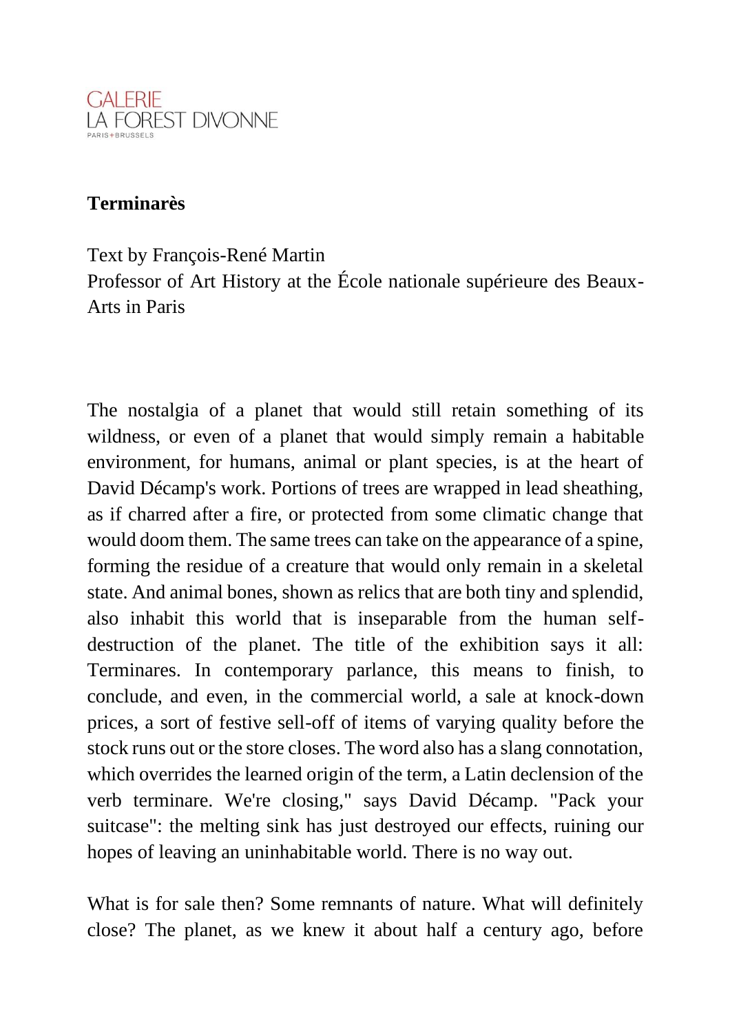GALERIE
LA FOREST DIVONNE
PARIS+BRUSSELS

**Terminarès**

Text by François-René Martin
Professor of Art History at the École nationale supérieure des Beaux-Arts in Paris

The nostalgia of a planet that would still retain something of its wildness, or even of a planet that would simply remain a habitable environment, for humans, animal or plant species, is at the heart of David Décamp's work. Portions of trees are wrapped in lead sheathing, as if charred after a fire, or protected from some climatic change that would doom them. The same trees can take on the appearance of a spine, forming the residue of a creature that would only remain in a skeletal state. And animal bones, shown as relics that are both tiny and splendid, also inhabit this world that is inseparable from the human self-destruction of the planet. The title of the exhibition says it all: Terminares. In contemporary parlance, this means to finish, to conclude, and even, in the commercial world, a sale at knock-down prices, a sort of festive sell-off of items of varying quality before the stock runs out or the store closes. The word also has a slang connotation, which overrides the learned origin of the term, a Latin declension of the verb terminare. We're closing," says David Décamp. "Pack your suitcase": the melting sink has just destroyed our effects, ruining our hopes of leaving an uninhabitable world. There is no way out.

What is for sale then? Some remnants of nature. What will definitely close? The planet, as we knew it about half a century ago, before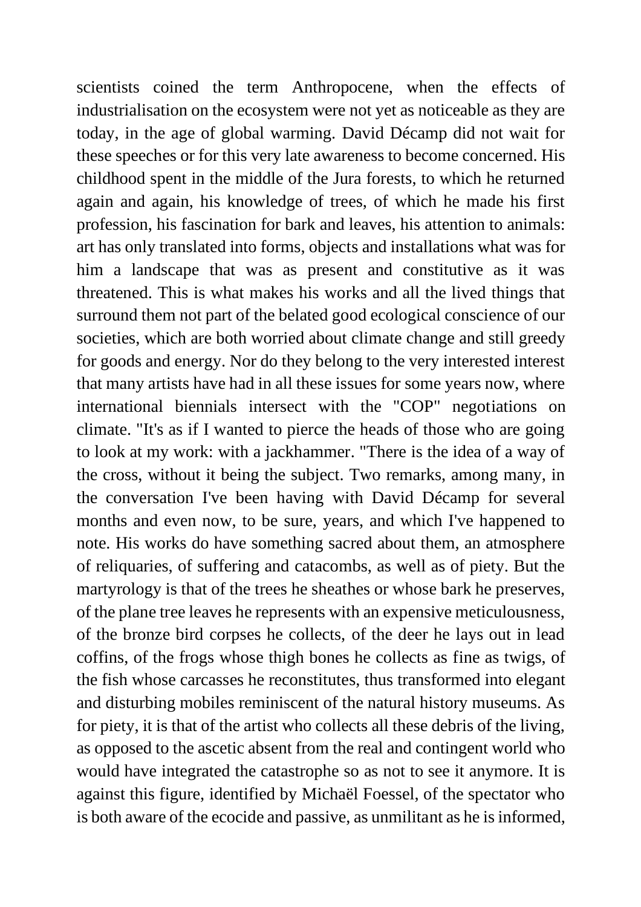scientists coined the term Anthropocene, when the effects of industrialisation on the ecosystem were not yet as noticeable as they are today, in the age of global warming. David Décamp did not wait for these speeches or for this very late awareness to become concerned. His childhood spent in the middle of the Jura forests, to which he returned again and again, his knowledge of trees, of which he made his first profession, his fascination for bark and leaves, his attention to animals: art has only translated into forms, objects and installations what was for him a landscape that was as present and constitutive as it was threatened. This is what makes his works and all the lived things that surround them not part of the belated good ecological conscience of our societies, which are both worried about climate change and still greedy for goods and energy. Nor do they belong to the very interested interest that many artists have had in all these issues for some years now, where international biennials intersect with the "COP" negotiations on climate. "It's as if I wanted to pierce the heads of those who are going to look at my work: with a jackhammer. "There is the idea of a way of the cross, without it being the subject. Two remarks, among many, in the conversation I've been having with David Décamp for several months and even now, to be sure, years, and which I've happened to note. His works do have something sacred about them, an atmosphere of reliquaries, of suffering and catacombs, as well as of piety. But the martyrology is that of the trees he sheathes or whose bark he preserves, of the plane tree leaves he represents with an expensive meticulousness, of the bronze bird corpses he collects, of the deer he lays out in lead coffins, of the frogs whose thigh bones he collects as fine as twigs, of the fish whose carcasses he reconstitutes, thus transformed into elegant and disturbing mobiles reminiscent of the natural history museums. As for piety, it is that of the artist who collects all these debris of the living, as opposed to the ascetic absent from the real and contingent world who would have integrated the catastrophe so as not to see it anymore. It is against this figure, identified by Michaël Foessel, of the spectator who is both aware of the ecocide and passive, as unmilitant as he is informed,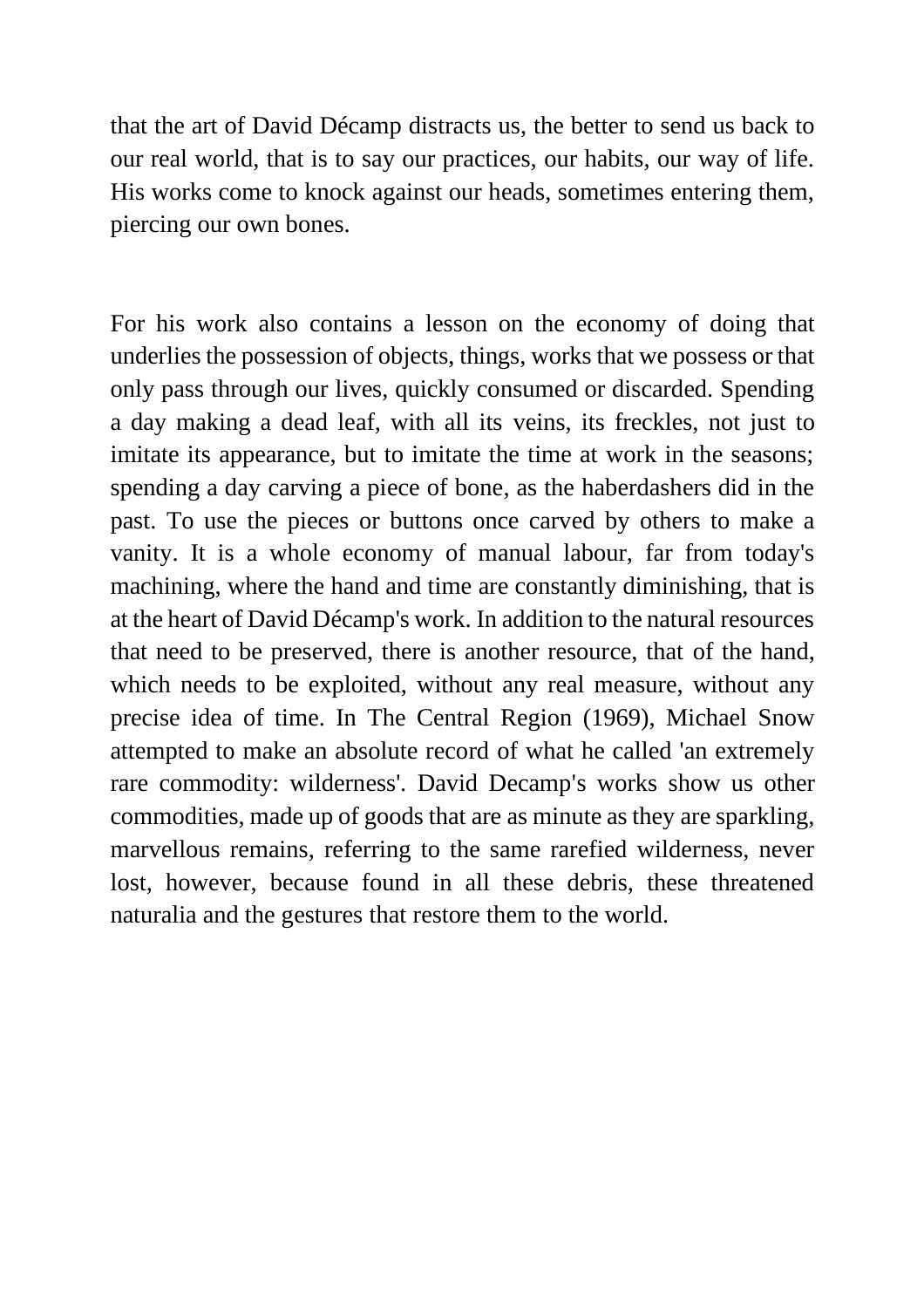that the art of David Décamp distracts us, the better to send us back to our real world, that is to say our practices, our habits, our way of life. His works come to knock against our heads, sometimes entering them, piercing our own bones.

For his work also contains a lesson on the economy of doing that underlies the possession of objects, things, works that we possess or that only pass through our lives, quickly consumed or discarded. Spending a day making a dead leaf, with all its veins, its freckles, not just to imitate its appearance, but to imitate the time at work in the seasons; spending a day carving a piece of bone, as the haberdashers did in the past. To use the pieces or buttons once carved by others to make a vanity. It is a whole economy of manual labour, far from today's machining, where the hand and time are constantly diminishing, that is at the heart of David Décamp's work. In addition to the natural resources that need to be preserved, there is another resource, that of the hand, which needs to be exploited, without any real measure, without any precise idea of time. In The Central Region (1969), Michael Snow attempted to make an absolute record of what he called 'an extremely rare commodity: wilderness'. David Decamp's works show us other commodities, made up of goods that are as minute as they are sparkling, marvellous remains, referring to the same rarefied wilderness, never lost, however, because found in all these debris, these threatened naturalia and the gestures that restore them to the world.